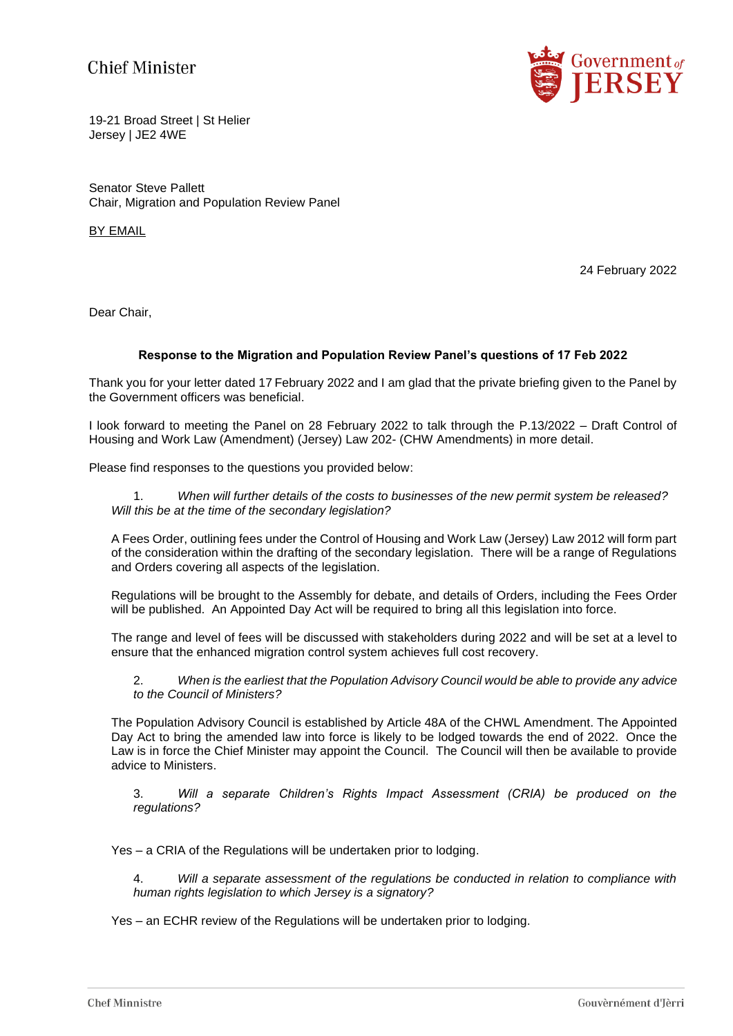Chief Minister

Government of JERSEY

19-21 Broad Street | St Helier
Jersey | JE2 4WE

Senator Steve Pallett
Chair, Migration and Population Review Panel

BY EMAIL

24 February 2022

Dear Chair,

**Response to the Migration and Population Review Panel's questions of 17 Feb 2022**

Thank you for your letter dated 17 February 2022 and I am glad that the private briefing given to the Panel by the Government officers was beneficial.

I look forward to meeting the Panel on 28 February 2022 to talk through the P.13/2022 – Draft Control of Housing and Work Law (Amendment) (Jersey) Law 202- (CHW Amendments) in more detail.

Please find responses to the questions you provided below:

1. *When will further details of the costs to businesses of the new permit system be released? Will this be at the time of the secondary legislation?*

A Fees Order, outlining fees under the Control of Housing and Work Law (Jersey) Law 2012 will form part of the consideration within the drafting of the secondary legislation. There will be a range of Regulations and Orders covering all aspects of the legislation.

Regulations will be brought to the Assembly for debate, and details of Orders, including the Fees Order will be published. An Appointed Day Act will be required to bring all this legislation into force.

The range and level of fees will be discussed with stakeholders during 2022 and will be set at a level to ensure that the enhanced migration control system achieves full cost recovery.

2. *When is the earliest that the Population Advisory Council would be able to provide any advice to the Council of Ministers?*

The Population Advisory Council is established by Article 48A of the CHWL Amendment. The Appointed Day Act to bring the amended law into force is likely to be lodged towards the end of 2022. Once the Law is in force the Chief Minister may appoint the Council. The Council will then be available to provide advice to Ministers.

3. *Will a separate Children's Rights Impact Assessment (CRIA) be produced on the regulations?*

Yes – a CRIA of the Regulations will be undertaken prior to lodging.

4. *Will a separate assessment of the regulations be conducted in relation to compliance with human rights legislation to which Jersey is a signatory?*

Yes – an ECHR review of the Regulations will be undertaken prior to lodging.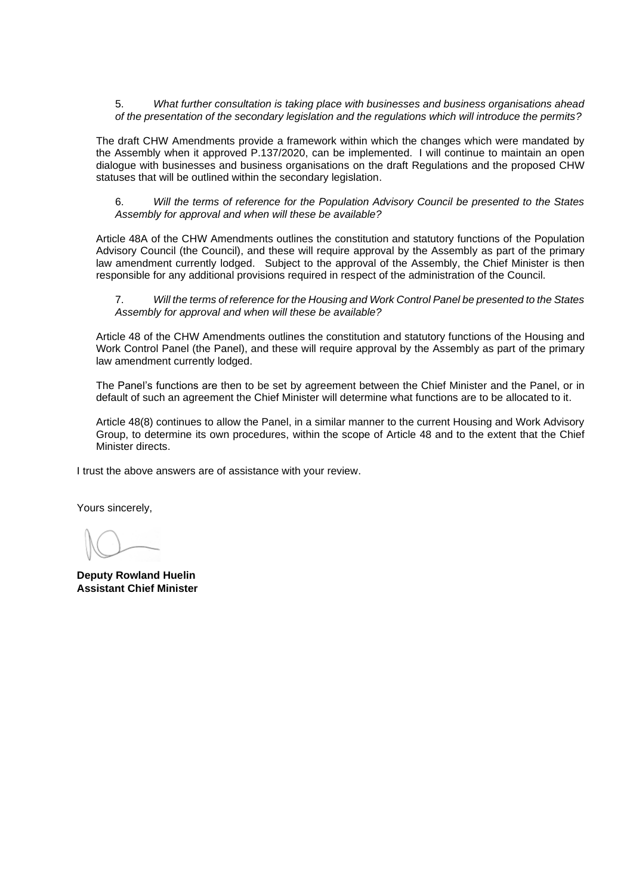5. *What further consultation is taking place with businesses and business organisations ahead of the presentation of the secondary legislation and the regulations which will introduce the permits?*

The draft CHW Amendments provide a framework within which the changes which were mandated by the Assembly when it approved P.137/2020, can be implemented. I will continue to maintain an open dialogue with businesses and business organisations on the draft Regulations and the proposed CHW statuses that will be outlined within the secondary legislation.

6. *Will the terms of reference for the Population Advisory Council be presented to the States Assembly for approval and when will these be available?*

Article 48A of the CHW Amendments outlines the constitution and statutory functions of the Population Advisory Council (the Council), and these will require approval by the Assembly as part of the primary law amendment currently lodged. Subject to the approval of the Assembly, the Chief Minister is then responsible for any additional provisions required in respect of the administration of the Council.

7. *Will the terms of reference for the Housing and Work Control Panel be presented to the States Assembly for approval and when will these be available?*

Article 48 of the CHW Amendments outlines the constitution and statutory functions of the Housing and Work Control Panel (the Panel), and these will require approval by the Assembly as part of the primary law amendment currently lodged.

The Panel's functions are then to be set by agreement between the Chief Minister and the Panel, or in default of such an agreement the Chief Minister will determine what functions are to be allocated to it.

Article 48(8) continues to allow the Panel, in a similar manner to the current Housing and Work Advisory Group, to determine its own procedures, within the scope of Article 48 and to the extent that the Chief Minister directs.

I trust the above answers are of assistance with your review.

Yours sincerely,

**Deputy Rowland Huelin**
**Assistant Chief Minister**